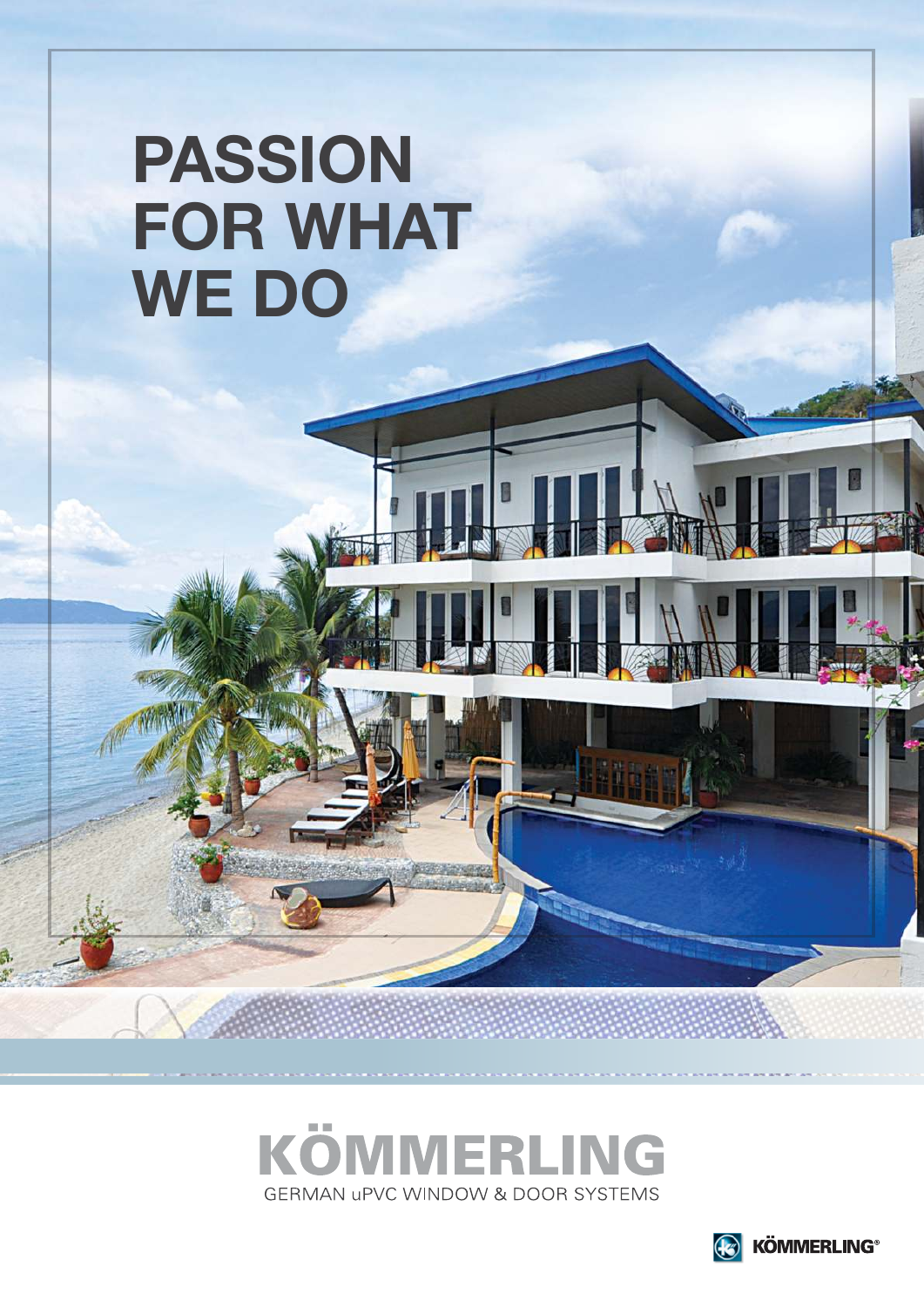# PASSION FOR WHAT WE DO

## KÖMMERLING

GERMAN uPVC WINDOW & DOOR SYSTEMS

KÖMMERLING®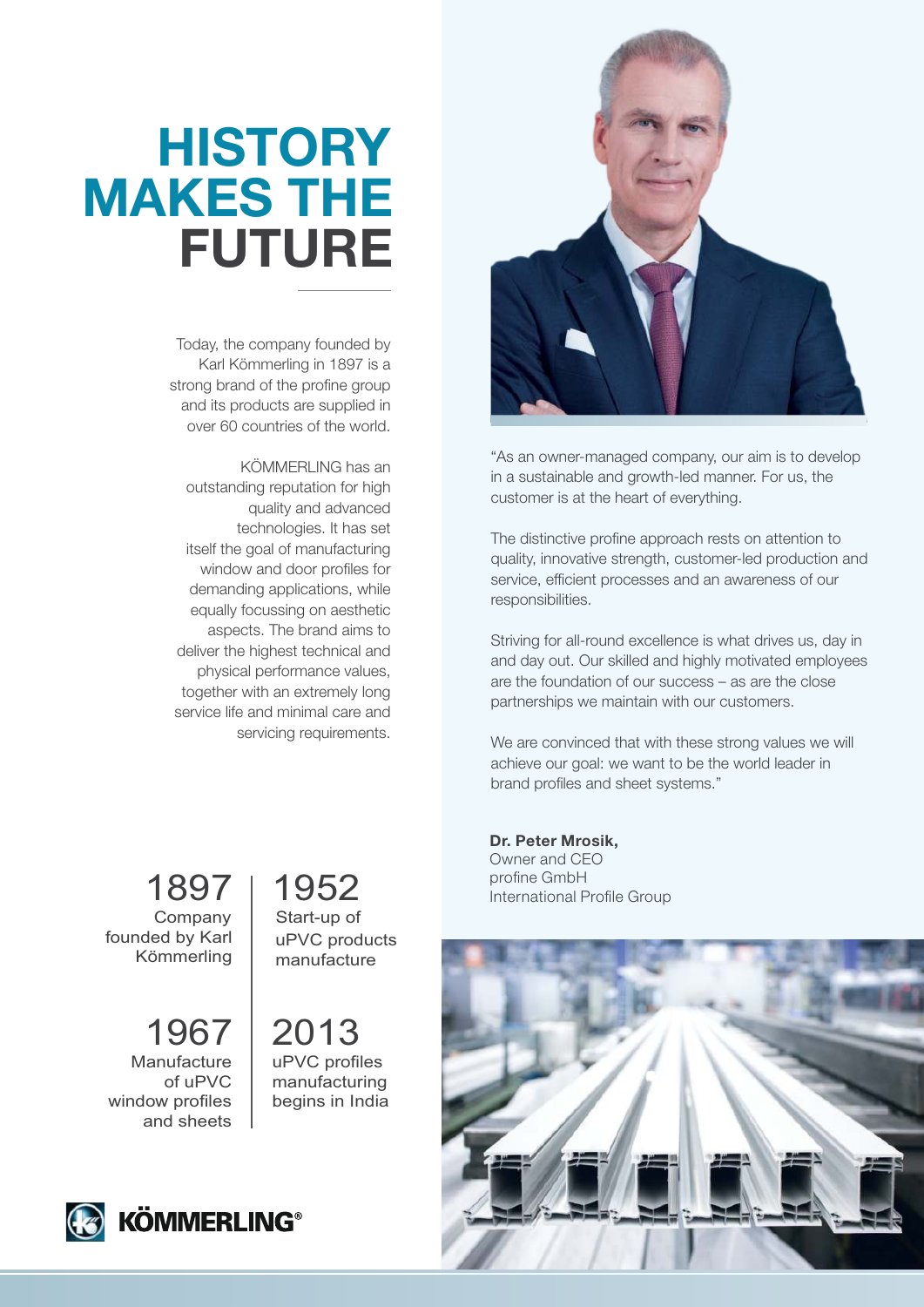# HISTORY MAKES THE FUTURE

Today, the company founded by Karl Kömmerling in 1897 is a strong brand of the profine group and its products are supplied in over 60 countries of the world.

KÖMMERLING has an outstanding reputation for high quality and advanced technologies. It has set itself the goal of manufacturing window and door profiles for demanding applications, while equally focussing on aesthetic aspects. The brand aims to deliver the highest technical and physical performance values, together with an extremely long service life and minimal care and servicing requirements.

**1897**
Company founded by Karl Kömmerling

**1952**
Start-up of uPVC products manufacture

**1967**
Manufacture of uPVC window profiles and sheets

**2013**
uPVC profiles manufacturing begins in India

"As an owner-managed company, our aim is to develop in a sustainable and growth-led manner. For us, the customer is at the heart of everything.

The distinctive profine approach rests on attention to quality, innovative strength, customer-led production and service, efficient processes and an awareness of our responsibilities.

Striving for all-round excellence is what drives us, day in and day out. Our skilled and highly motivated employees are the foundation of our success – as are the close partnerships we maintain with our customers.

We are convinced that with these strong values we will achieve our goal: we want to be the world leader in brand profiles and sheet systems."

**Dr. Peter Mrosik,**
Owner and CEO
profine GmbH
International Profile Group

KÖMMERLING®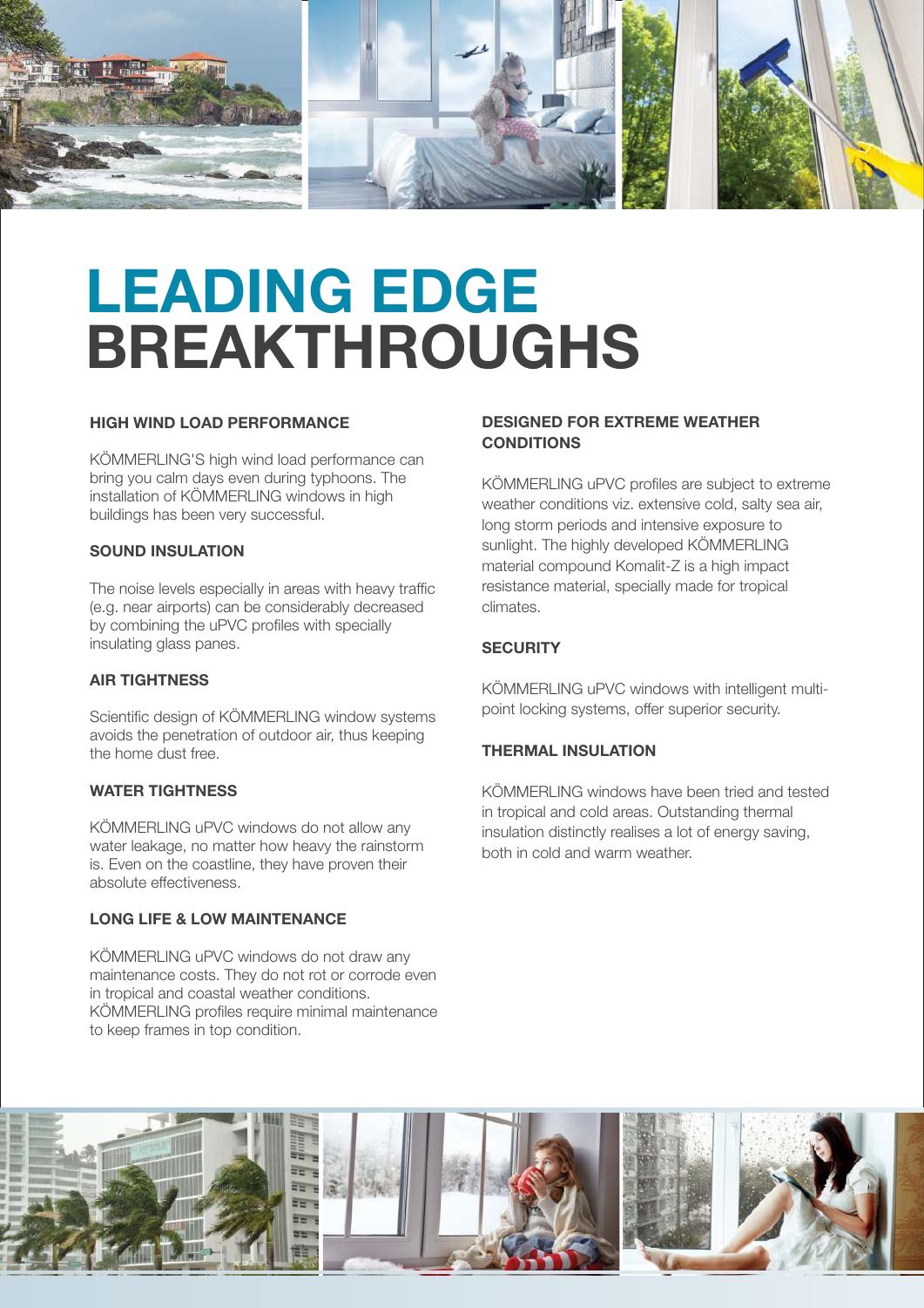# LEADING EDGE BREAKTHROUGHS

### HIGH WIND LOAD PERFORMANCE

KÖMMERLING'S high wind load performance can bring you calm days even during typhoons. The installation of KÖMMERLING windows in high buildings has been very successful.

### SOUND INSULATION

The noise levels especially in areas with heavy traffic (e.g. near airports) can be considerably decreased by combining the uPVC profiles with specially insulating glass panes.

### AIR TIGHTNESS

Scientific design of KÖMMERLING window systems avoids the penetration of outdoor air, thus keeping the home dust free.

### WATER TIGHTNESS

KÖMMERLING uPVC windows do not allow any water leakage, no matter how heavy the rainstorm is. Even on the coastline, they have proven their absolute effectiveness.

### LONG LIFE & LOW MAINTENANCE

KÖMMERLING uPVC windows do not draw any maintenance costs. They do not rot or corrode even in tropical and coastal weather conditions. KÖMMERLING profiles require minimal maintenance to keep frames in top condition.

### DESIGNED FOR EXTREME WEATHER CONDITIONS

KÖMMERLING uPVC profiles are subject to extreme weather conditions viz. extensive cold, salty sea air, long storm periods and intensive exposure to sunlight. The highly developed KÖMMERLING material compound Komalit-Z is a high impact resistance material, specially made for tropical climates.

### SECURITY

KÖMMERLING uPVC windows with intelligent multi-point locking systems, offer superior security.

### THERMAL INSULATION

KÖMMERLING windows have been tried and tested in tropical and cold areas. Outstanding thermal insulation distinctly realises a lot of energy saving, both in cold and warm weather.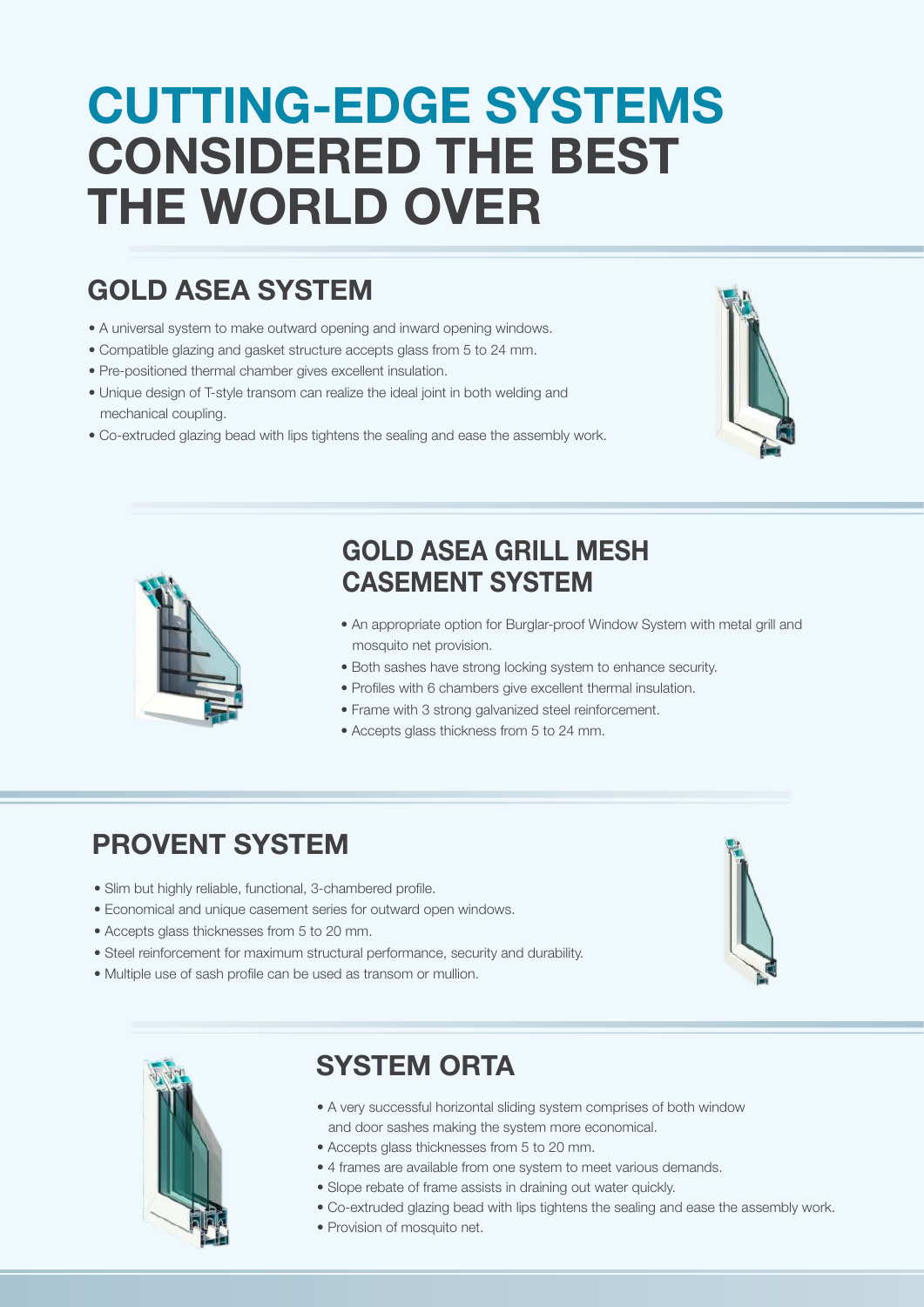# CUTTING-EDGE SYSTEMS CONSIDERED THE BEST THE WORLD OVER

## GOLD ASEA SYSTEM

- A universal system to make outward opening and inward opening windows.
- Compatible glazing and gasket structure accepts glass from 5 to 24 mm.
- Pre-positioned thermal chamber gives excellent insulation.
- Unique design of T-style transom can realize the ideal joint in both welding and mechanical coupling.
- Co-extruded glazing bead with lips tightens the sealing and ease the assembly work.

## GOLD ASEA GRILL MESH CASEMENT SYSTEM

- An appropriate option for Burglar-proof Window System with metal grill and mosquito net provision.
- Both sashes have strong locking system to enhance security.
- Profiles with 6 chambers give excellent thermal insulation.
- Frame with 3 strong galvanized steel reinforcement.
- Accepts glass thickness from 5 to 24 mm.

## PROVENT SYSTEM

- Slim but highly reliable, functional, 3-chambered profile.
- Economical and unique casement series for outward open windows.
- Accepts glass thicknesses from 5 to 20 mm.
- Steel reinforcement for maximum structural performance, security and durability.
- Multiple use of sash profile can be used as transom or mullion.

## SYSTEM ORTA

- A very successful horizontal sliding system comprises of both window and door sashes making the system more economical.
- Accepts glass thicknesses from 5 to 20 mm.
- 4 frames are available from one system to meet various demands.
- Slope rebate of frame assists in draining out water quickly.
- Co-extruded glazing bead with lips tightens the sealing and ease the assembly work.
- Provision of mosquito net.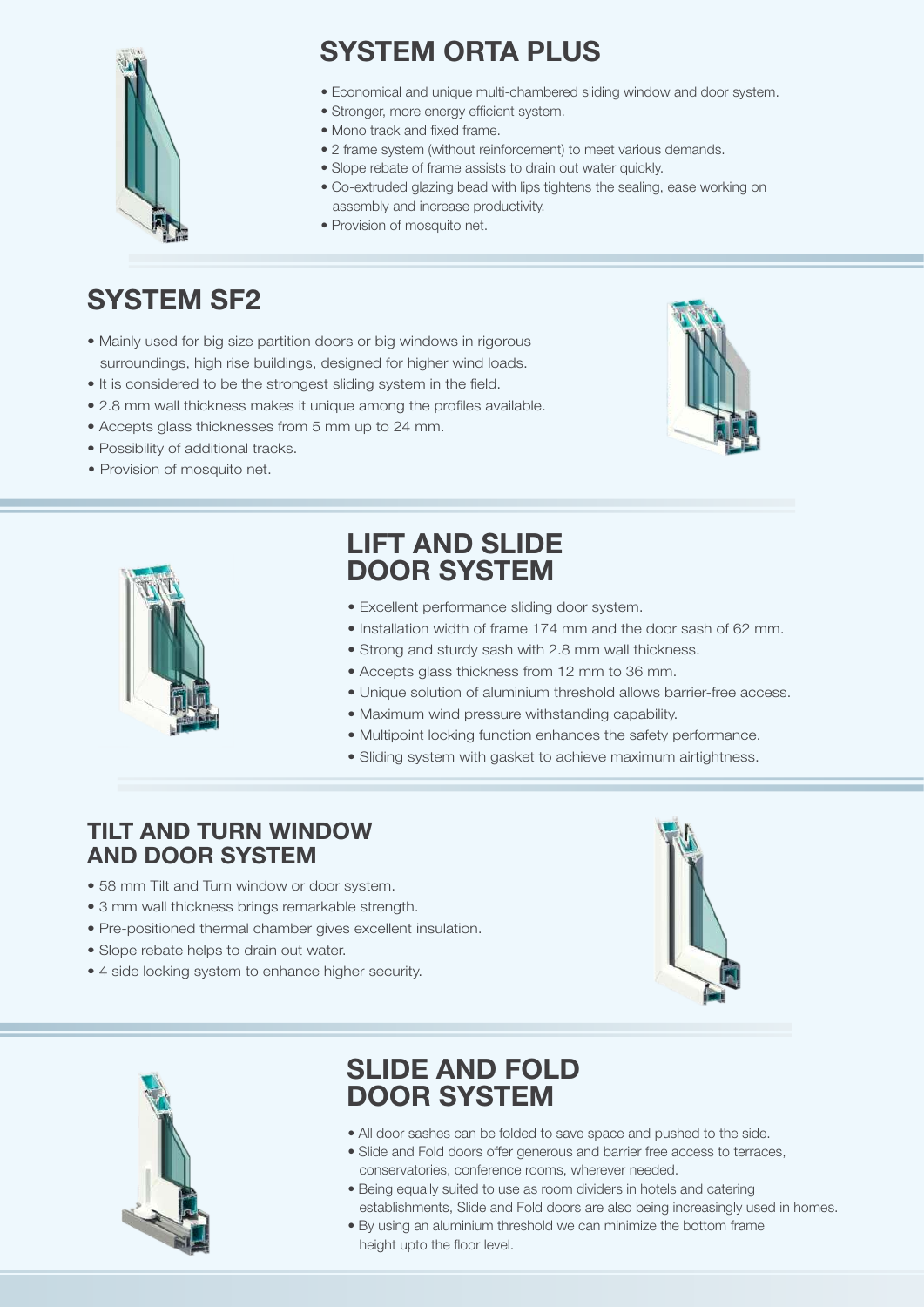## SYSTEM ORTA PLUS

- Economical and unique multi-chambered sliding window and door system.
- Stronger, more energy efficient system.
- Mono track and fixed frame.
- 2 frame system (without reinforcement) to meet various demands.
- Slope rebate of frame assists to drain out water quickly.
- Co-extruded glazing bead with lips tightens the sealing, ease working on assembly and increase productivity.
- Provision of mosquito net.

## SYSTEM SF2

- Mainly used for big size partition doors or big windows in rigorous surroundings, high rise buildings, designed for higher wind loads.
- It is considered to be the strongest sliding system in the field.
- 2.8 mm wall thickness makes it unique among the profiles available.
- Accepts glass thicknesses from 5 mm up to 24 mm.
- Possibility of additional tracks.
- Provision of mosquito net.

## LIFT AND SLIDE DOOR SYSTEM

- Excellent performance sliding door system.
- Installation width of frame 174 mm and the door sash of 62 mm.
- Strong and sturdy sash with 2.8 mm wall thickness.
- Accepts glass thickness from 12 mm to 36 mm.
- Unique solution of aluminium threshold allows barrier-free access.
- Maximum wind pressure withstanding capability.
- Multipoint locking function enhances the safety performance.
- Sliding system with gasket to achieve maximum airtightness.

## TILT AND TURN WINDOW AND DOOR SYSTEM

- 58 mm Tilt and Turn window or door system.
- 3 mm wall thickness brings remarkable strength.
- Pre-positioned thermal chamber gives excellent insulation.
- Slope rebate helps to drain out water.
- 4 side locking system to enhance higher security.

## SLIDE AND FOLD DOOR SYSTEM

- All door sashes can be folded to save space and pushed to the side.
- Slide and Fold doors offer generous and barrier free access to terraces, conservatories, conference rooms, wherever needed.
- Being equally suited to use as room dividers in hotels and catering establishments, Slide and Fold doors are also being increasingly used in homes.
- By using an aluminium threshold we can minimize the bottom frame height upto the floor level.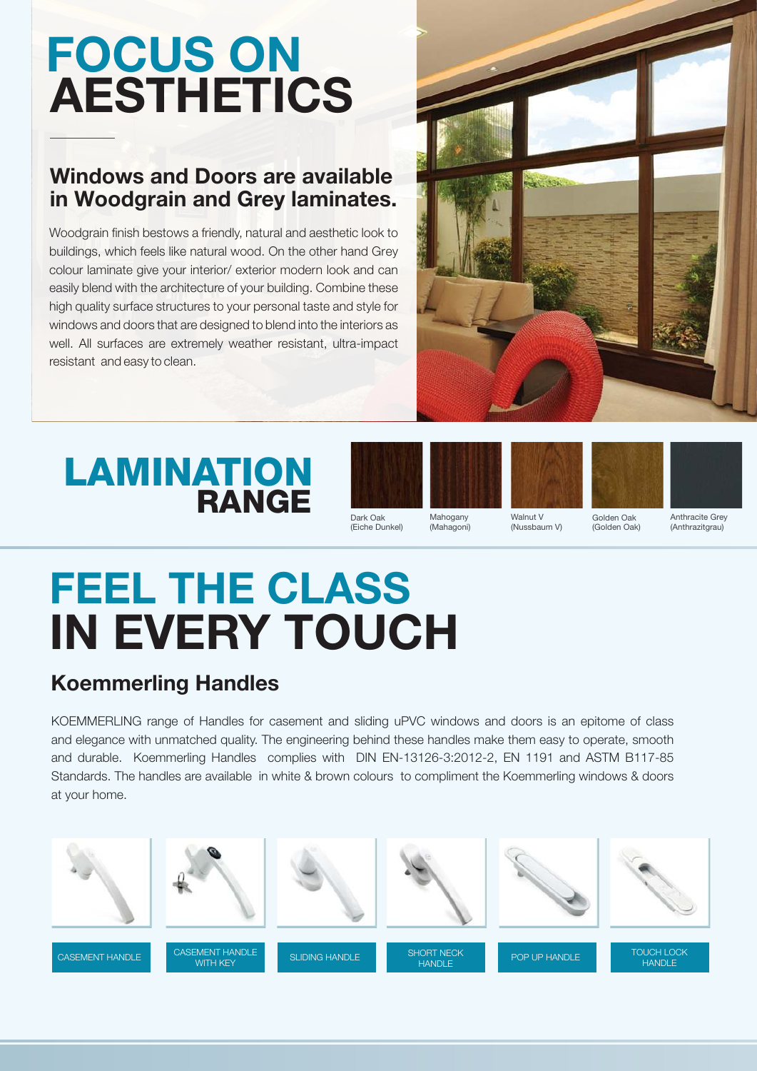# FOCUS ON AESTHETICS

## Windows and Doors are available in Woodgrain and Grey laminates.

Woodgrain finish bestows a friendly, natural and aesthetic look to buildings, which feels like natural wood. On the other hand Grey colour laminate give your interior/ exterior modern look and can easily blend with the architecture of your building. Combine these high quality surface structures to your personal taste and style for windows and doors that are designed to blend into the interiors as well. All surfaces are extremely weather resistant, ultra-impact resistant and easy to clean.

# LAMINATION RANGE

- Dark Oak (Eiche Dunkel)
- Mahogany (Mahagoni)
- Walnut V (Nussbaum V)
- Golden Oak (Golden Oak)
- Anthracite Grey (Anthrazitgrau)

# FEEL THE CLASS IN EVERY TOUCH

## Koemmerling Handles

KOEMMERLING range of Handles for casement and sliding uPVC windows and doors is an epitome of class and elegance with unmatched quality. The engineering behind these handles make them easy to operate, smooth and durable. Koemmerling Handles complies with DIN EN-13126-3:2012-2, EN 1191 and ASTM B117-85 Standards. The handles are available in white & brown colours to compliment the Koemmerling windows & doors at your home.

- CASEMENT HANDLE
- CASEMENT HANDLE WITH KEY
- SLIDING HANDLE
- SHORT NECK HANDLE
- POP UP HANDLE
- TOUCH LOCK HANDLE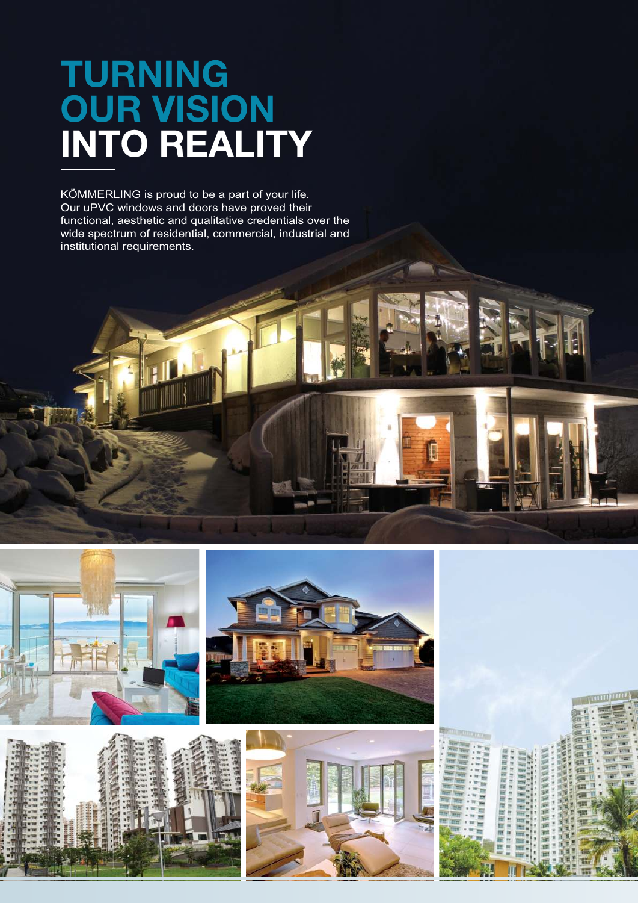# TURNING OUR VISION INTO REALITY

KÖMMERLING is proud to be a part of your life. Our uPVC windows and doors have proved their functional, aesthetic and qualitative credentials over the wide spectrum of residential, commercial, industrial and institutional requirements.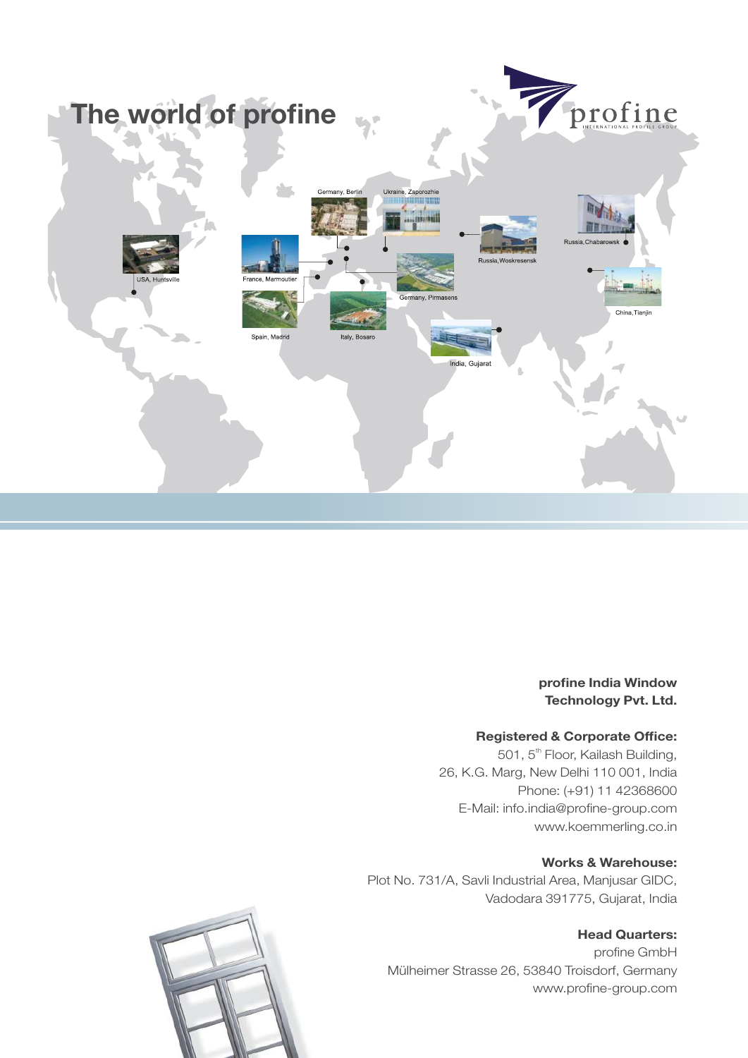# The world of profine

profine
INTERNATIONAL PROFILE GROUP

Germany, Berlin

Ukraine, Zaporozhie

Russia, Woskresensk

Russia, Chabarowsk

USA, Huntsville

France, Marmoutier

Germany, Pirmasens

China, Tianjin

Spain, Madrid

Italy, Bosaro

India, Gujarat

**profine India Window Technology Pvt. Ltd.**

**Registered & Corporate Office:**
501, 5th Floor, Kailash Building,
26, K.G. Marg, New Delhi 110 001, India
Phone: (+91) 11 42368600
E-Mail: info.india@profine-group.com
www.koemmerling.co.in

**Works & Warehouse:**
Plot No. 731/A, Savli Industrial Area, Manjusar GIDC,
Vadodara 391775, Gujarat, India

**Head Quarters:**
profine GmbH
Mülheimer Strasse 26, 53840 Troisdorf, Germany
www.profine-group.com